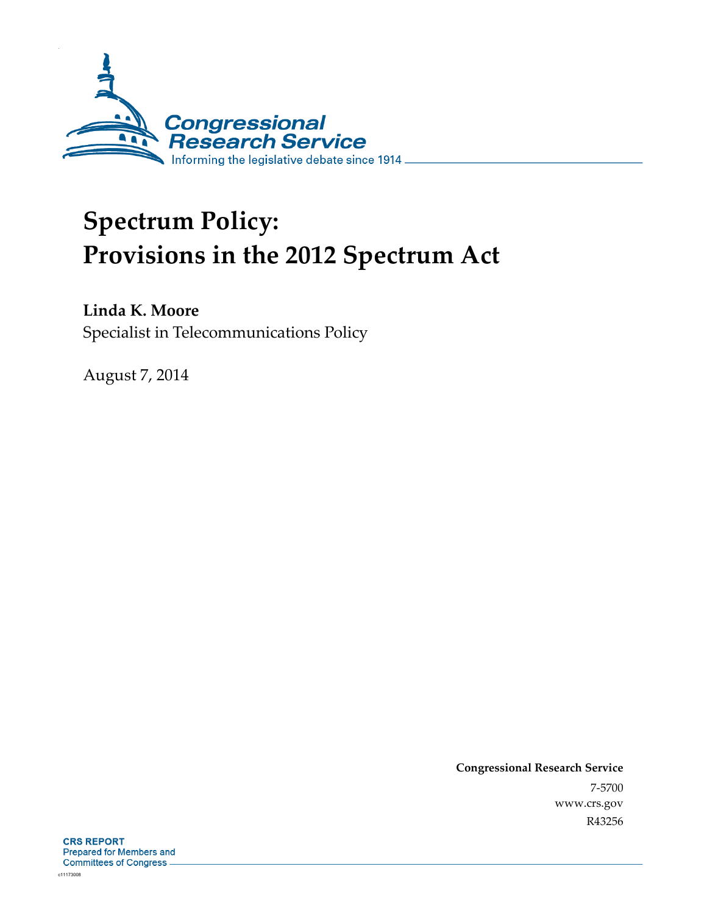Congressional Research Service

Informing the legislative debate since 1914

# Spectrum Policy: Provisions in the 2012 Spectrum Act

**Linda K. Moore**

Specialist in Telecommunications Policy

August 7, 2014

**Congressional Research Service**

7-5700

www.crs.gov

R43256

**CRS REPORT**

Prepared for Members and Committees of Congress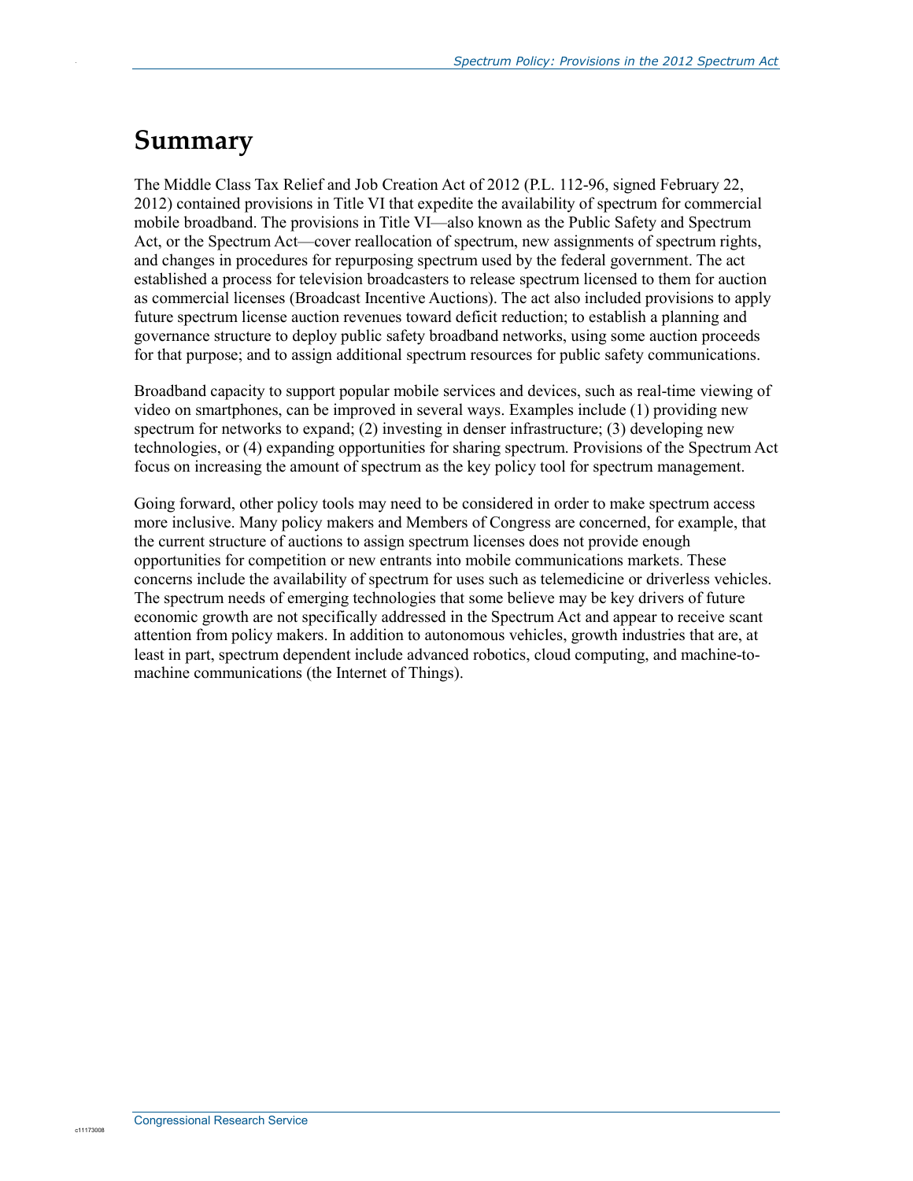# Summary

The Middle Class Tax Relief and Job Creation Act of 2012 (P.L. 112-96, signed February 22, 2012) contained provisions in Title VI that expedite the availability of spectrum for commercial mobile broadband. The provisions in Title VI—also known as the Public Safety and Spectrum Act, or the Spectrum Act—cover reallocation of spectrum, new assignments of spectrum rights, and changes in procedures for repurposing spectrum used by the federal government. The act established a process for television broadcasters to release spectrum licensed to them for auction as commercial licenses (Broadcast Incentive Auctions). The act also included provisions to apply future spectrum license auction revenues toward deficit reduction; to establish a planning and governance structure to deploy public safety broadband networks, using some auction proceeds for that purpose; and to assign additional spectrum resources for public safety communications.

Broadband capacity to support popular mobile services and devices, such as real-time viewing of video on smartphones, can be improved in several ways. Examples include (1) providing new spectrum for networks to expand; (2) investing in denser infrastructure; (3) developing new technologies, or (4) expanding opportunities for sharing spectrum. Provisions of the Spectrum Act focus on increasing the amount of spectrum as the key policy tool for spectrum management.

Going forward, other policy tools may need to be considered in order to make spectrum access more inclusive. Many policy makers and Members of Congress are concerned, for example, that the current structure of auctions to assign spectrum licenses does not provide enough opportunities for competition or new entrants into mobile communications markets. These concerns include the availability of spectrum for uses such as telemedicine or driverless vehicles. The spectrum needs of emerging technologies that some believe may be key drivers of future economic growth are not specifically addressed in the Spectrum Act and appear to receive scant attention from policy makers. In addition to autonomous vehicles, growth industries that are, at least in part, spectrum dependent include advanced robotics, cloud computing, and machine-to-machine communications (the Internet of Things).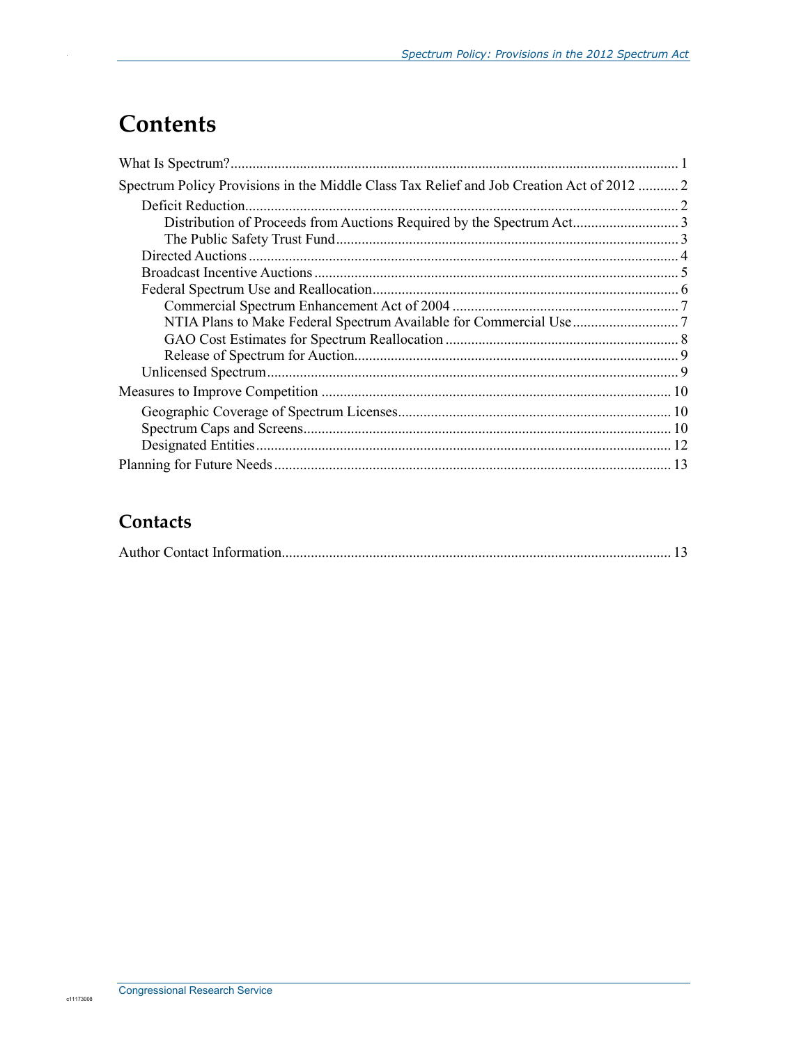# Contents

What Is Spectrum? .......... 1

Spectrum Policy Provisions in the Middle Class Tax Relief and Job Creation Act of 2012 .......... 2

- Deficit Reduction .......... 2
  - Distribution of Proceeds from Auctions Required by the Spectrum Act .......... 3
  - The Public Safety Trust Fund .......... 3
- Directed Auctions .......... 4
- Broadcast Incentive Auctions .......... 5
- Federal Spectrum Use and Reallocation .......... 6
  - Commercial Spectrum Enhancement Act of 2004 .......... 7
  - NTIA Plans to Make Federal Spectrum Available for Commercial Use .......... 7
  - GAO Cost Estimates for Spectrum Reallocation .......... 8
  - Release of Spectrum for Auction .......... 9
- Unlicensed Spectrum .......... 9

Measures to Improve Competition .......... 10

- Geographic Coverage of Spectrum Licenses .......... 10
- Spectrum Caps and Screens .......... 10
- Designated Entities .......... 12

Planning for Future Needs .......... 13

## Contacts

Author Contact Information .......... 13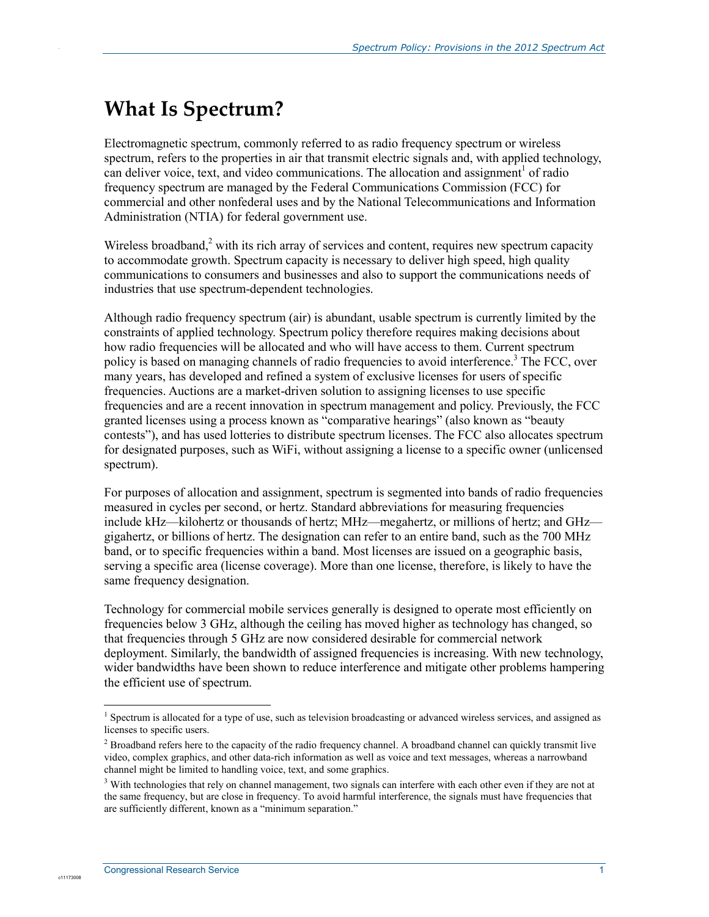# What Is Spectrum?

Electromagnetic spectrum, commonly referred to as radio frequency spectrum or wireless spectrum, refers to the properties in air that transmit electric signals and, with applied technology, can deliver voice, text, and video communications. The allocation and assignment[1] of radio frequency spectrum are managed by the Federal Communications Commission (FCC) for commercial and other nonfederal uses and by the National Telecommunications and Information Administration (NTIA) for federal government use.

Wireless broadband,[2] with its rich array of services and content, requires new spectrum capacity to accommodate growth. Spectrum capacity is necessary to deliver high speed, high quality communications to consumers and businesses and also to support the communications needs of industries that use spectrum-dependent technologies.

Although radio frequency spectrum (air) is abundant, usable spectrum is currently limited by the constraints of applied technology. Spectrum policy therefore requires making decisions about how radio frequencies will be allocated and who will have access to them. Current spectrum policy is based on managing channels of radio frequencies to avoid interference.[3] The FCC, over many years, has developed and refined a system of exclusive licenses for users of specific frequencies. Auctions are a market-driven solution to assigning licenses to use specific frequencies and are a recent innovation in spectrum management and policy. Previously, the FCC granted licenses using a process known as "comparative hearings" (also known as "beauty contests"), and has used lotteries to distribute spectrum licenses. The FCC also allocates spectrum for designated purposes, such as WiFi, without assigning a license to a specific owner (unlicensed spectrum).

For purposes of allocation and assignment, spectrum is segmented into bands of radio frequencies measured in cycles per second, or hertz. Standard abbreviations for measuring frequencies include kHz—kilohertz or thousands of hertz; MHz—megahertz, or millions of hertz; and GHz—gigahertz, or billions of hertz. The designation can refer to an entire band, such as the 700 MHz band, or to specific frequencies within a band. Most licenses are issued on a geographic basis, serving a specific area (license coverage). More than one license, therefore, is likely to have the same frequency designation.

Technology for commercial mobile services generally is designed to operate most efficiently on frequencies below 3 GHz, although the ceiling has moved higher as technology has changed, so that frequencies through 5 GHz are now considered desirable for commercial network deployment. Similarly, the bandwidth of assigned frequencies is increasing. With new technology, wider bandwidths have been shown to reduce interference and mitigate other problems hampering the efficient use of spectrum.

---

[1] Spectrum is allocated for a type of use, such as television broadcasting or advanced wireless services, and assigned as licenses to specific users.

[2] Broadband refers here to the capacity of the radio frequency channel. A broadband channel can quickly transmit live video, complex graphics, and other data-rich information as well as voice and text messages, whereas a narrowband channel might be limited to handling voice, text, and some graphics.

[3] With technologies that rely on channel management, two signals can interfere with each other even if they are not at the same frequency, but are close in frequency. To avoid harmful interference, the signals must have frequencies that are sufficiently different, known as a "minimum separation."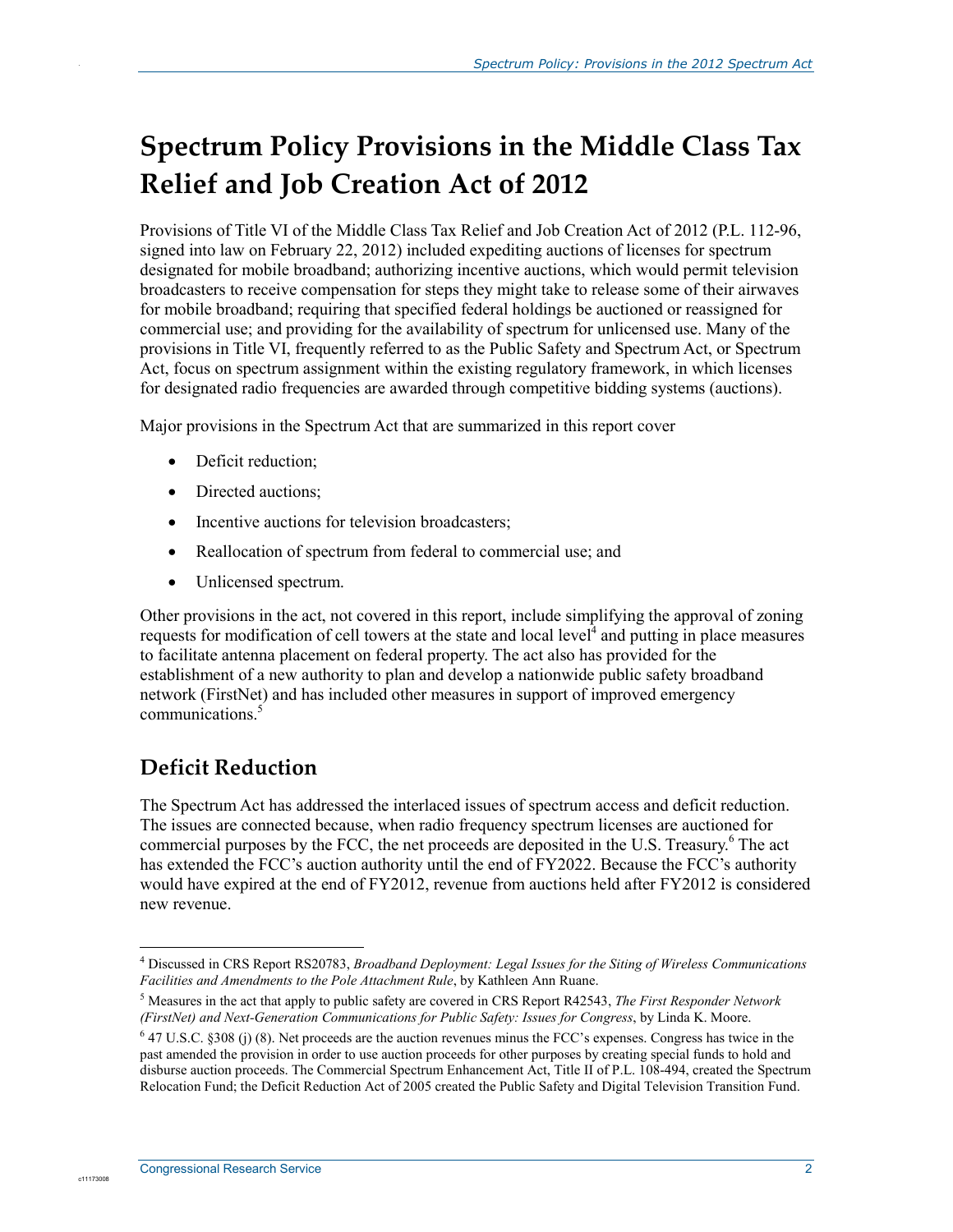# Spectrum Policy Provisions in the Middle Class Tax Relief and Job Creation Act of 2012

Provisions of Title VI of the Middle Class Tax Relief and Job Creation Act of 2012 (P.L. 112-96, signed into law on February 22, 2012) included expediting auctions of licenses for spectrum designated for mobile broadband; authorizing incentive auctions, which would permit television broadcasters to receive compensation for steps they might take to release some of their airwaves for mobile broadband; requiring that specified federal holdings be auctioned or reassigned for commercial use; and providing for the availability of spectrum for unlicensed use. Many of the provisions in Title VI, frequently referred to as the Public Safety and Spectrum Act, or Spectrum Act, focus on spectrum assignment within the existing regulatory framework, in which licenses for designated radio frequencies are awarded through competitive bidding systems (auctions).

Major provisions in the Spectrum Act that are summarized in this report cover

- Deficit reduction;
- Directed auctions;
- Incentive auctions for television broadcasters;
- Reallocation of spectrum from federal to commercial use; and
- Unlicensed spectrum.

Other provisions in the act, not covered in this report, include simplifying the approval of zoning requests for modification of cell towers at the state and local level[4] and putting in place measures to facilitate antenna placement on federal property. The act also has provided for the establishment of a new authority to plan and develop a nationwide public safety broadband network (FirstNet) and has included other measures in support of improved emergency communications.[5]

## Deficit Reduction

The Spectrum Act has addressed the interlaced issues of spectrum access and deficit reduction. The issues are connected because, when radio frequency spectrum licenses are auctioned for commercial purposes by the FCC, the net proceeds are deposited in the U.S. Treasury.[6] The act has extended the FCC's auction authority until the end of FY2022. Because the FCC's authority would have expired at the end of FY2012, revenue from auctions held after FY2012 is considered new revenue.

---

[4] Discussed in CRS Report RS20783, *Broadband Deployment: Legal Issues for the Siting of Wireless Communications Facilities and Amendments to the Pole Attachment Rule*, by Kathleen Ann Ruane.

[5] Measures in the act that apply to public safety are covered in CRS Report R42543, *The First Responder Network (FirstNet) and Next-Generation Communications for Public Safety: Issues for Congress*, by Linda K. Moore.

[6] 47 U.S.C. §308 (j) (8). Net proceeds are the auction revenues minus the FCC's expenses. Congress has twice in the past amended the provision in order to use auction proceeds for other purposes by creating special funds to hold and disburse auction proceeds. The Commercial Spectrum Enhancement Act, Title II of P.L. 108-494, created the Spectrum Relocation Fund; the Deficit Reduction Act of 2005 created the Public Safety and Digital Television Transition Fund.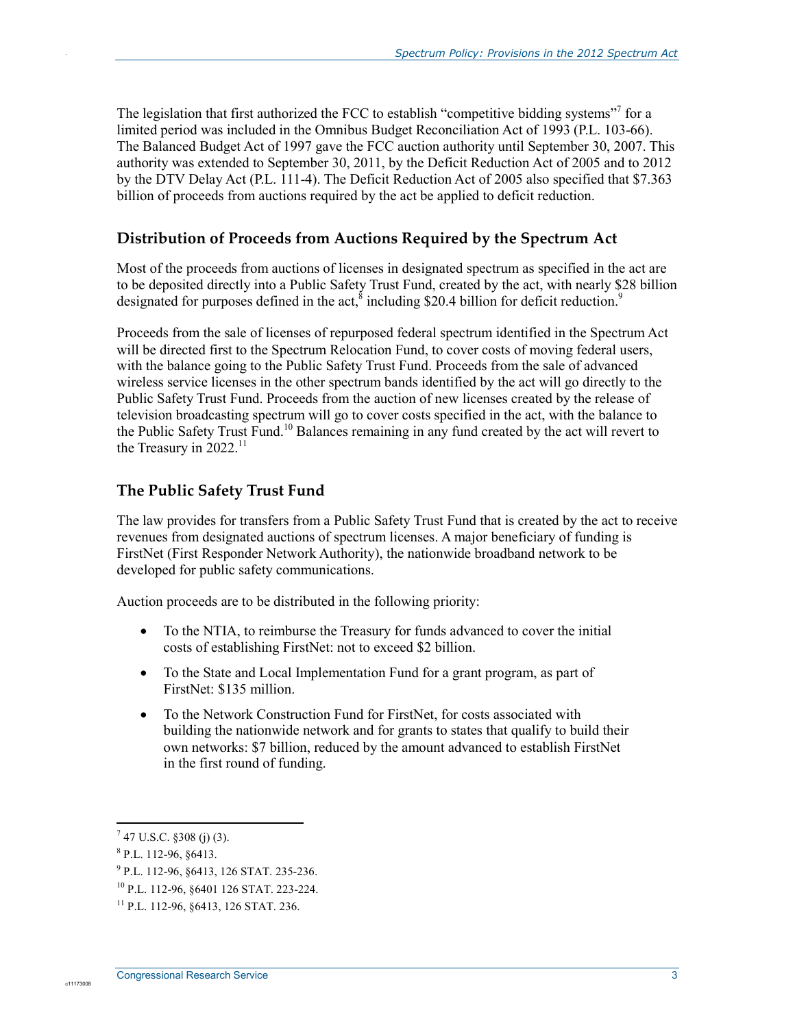The legislation that first authorized the FCC to establish "competitive bidding systems"[7] for a limited period was included in the Omnibus Budget Reconciliation Act of 1993 (P.L. 103-66). The Balanced Budget Act of 1997 gave the FCC auction authority until September 30, 2007. This authority was extended to September 30, 2011, by the Deficit Reduction Act of 2005 and to 2012 by the DTV Delay Act (P.L. 111-4). The Deficit Reduction Act of 2005 also specified that $7.363 billion of proceeds from auctions required by the act be applied to deficit reduction.

## Distribution of Proceeds from Auctions Required by the Spectrum Act

Most of the proceeds from auctions of licenses in designated spectrum as specified in the act are to be deposited directly into a Public Safety Trust Fund, created by the act, with nearly $28 billion designated for purposes defined in the act,[8] including $20.4 billion for deficit reduction.[9]

Proceeds from the sale of licenses of repurposed federal spectrum identified in the Spectrum Act will be directed first to the Spectrum Relocation Fund, to cover costs of moving federal users, with the balance going to the Public Safety Trust Fund. Proceeds from the sale of advanced wireless service licenses in the other spectrum bands identified by the act will go directly to the Public Safety Trust Fund. Proceeds from the auction of new licenses created by the release of television broadcasting spectrum will go to cover costs specified in the act, with the balance to the Public Safety Trust Fund.[10] Balances remaining in any fund created by the act will revert to the Treasury in 2022.[11]

## The Public Safety Trust Fund

The law provides for transfers from a Public Safety Trust Fund that is created by the act to receive revenues from designated auctions of spectrum licenses. A major beneficiary of funding is FirstNet (First Responder Network Authority), the nationwide broadband network to be developed for public safety communications.

Auction proceeds are to be distributed in the following priority:

- To the NTIA, to reimburse the Treasury for funds advanced to cover the initial costs of establishing FirstNet: not to exceed $2 billion.
- To the State and Local Implementation Fund for a grant program, as part of FirstNet: $135 million.
- To the Network Construction Fund for FirstNet, for costs associated with building the nationwide network and for grants to states that qualify to build their own networks: $7 billion, reduced by the amount advanced to establish FirstNet in the first round of funding.

---

[7] 47 U.S.C. §308 (j) (3).

[8] P.L. 112-96, §6413.

[9] P.L. 112-96, §6413, 126 STAT. 235-236.

[10] P.L. 112-96, §6401 126 STAT. 223-224.

[11] P.L. 112-96, §6413, 126 STAT. 236.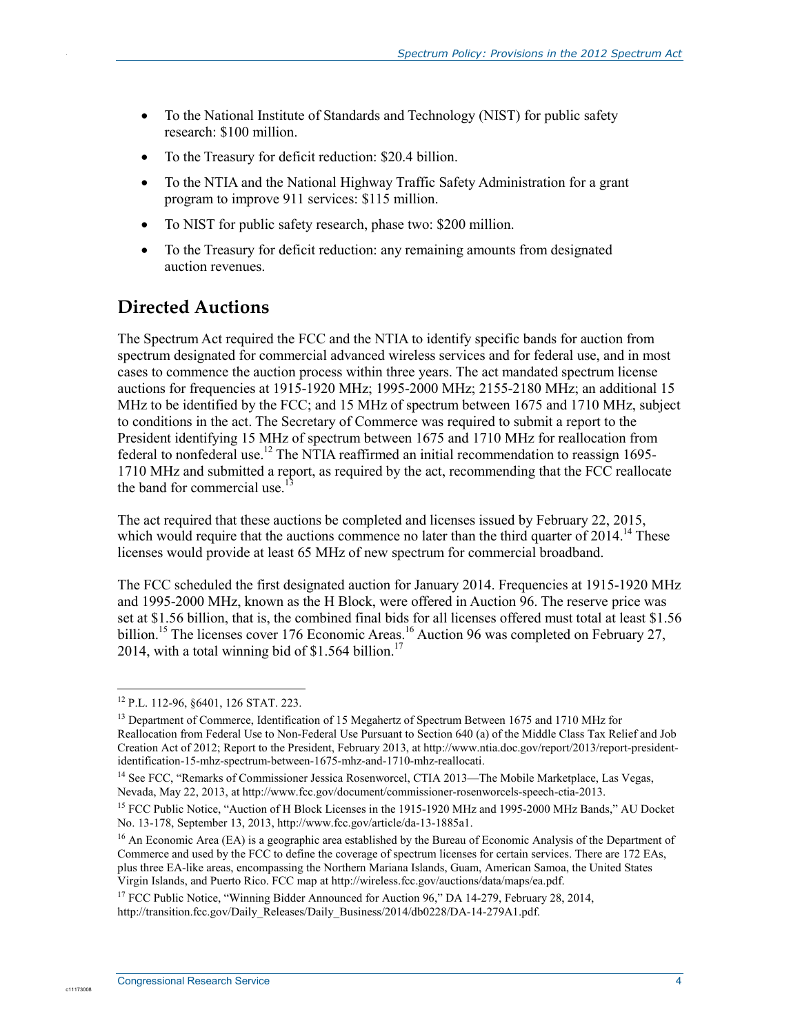- To the National Institute of Standards and Technology (NIST) for public safety research: $100 million.
- To the Treasury for deficit reduction: $20.4 billion.
- To the NTIA and the National Highway Traffic Safety Administration for a grant program to improve 911 services: $115 million.
- To NIST for public safety research, phase two: $200 million.
- To the Treasury for deficit reduction: any remaining amounts from designated auction revenues.

## Directed Auctions

The Spectrum Act required the FCC and the NTIA to identify specific bands for auction from spectrum designated for commercial advanced wireless services and for federal use, and in most cases to commence the auction process within three years. The act mandated spectrum license auctions for frequencies at 1915-1920 MHz; 1995-2000 MHz; 2155-2180 MHz; an additional 15 MHz to be identified by the FCC; and 15 MHz of spectrum between 1675 and 1710 MHz, subject to conditions in the act. The Secretary of Commerce was required to submit a report to the President identifying 15 MHz of spectrum between 1675 and 1710 MHz for reallocation from federal to nonfederal use.[12] The NTIA reaffirmed an initial recommendation to reassign 1695-1710 MHz and submitted a report, as required by the act, recommending that the FCC reallocate the band for commercial use.[13]

The act required that these auctions be completed and licenses issued by February 22, 2015, which would require that the auctions commence no later than the third quarter of 2014.[14] These licenses would provide at least 65 MHz of new spectrum for commercial broadband.

The FCC scheduled the first designated auction for January 2014. Frequencies at 1915-1920 MHz and 1995-2000 MHz, known as the H Block, were offered in Auction 96. The reserve price was set at $1.56 billion, that is, the combined final bids for all licenses offered must total at least $1.56 billion.[15] The licenses cover 176 Economic Areas.[16] Auction 96 was completed on February 27, 2014, with a total winning bid of $1.564 billion.[17]

---

[12] P.L. 112-96, §6401, 126 STAT. 223.

[13] Department of Commerce, Identification of 15 Megahertz of Spectrum Between 1675 and 1710 MHz for Reallocation from Federal Use to Non-Federal Use Pursuant to Section 640 (a) of the Middle Class Tax Relief and Job Creation Act of 2012; Report to the President, February 2013, at http://www.ntia.doc.gov/report/2013/report-president-identification-15-mhz-spectrum-between-1675-mhz-and-1710-mhz-reallocati.

[14] See FCC, "Remarks of Commissioner Jessica Rosenworcel, CTIA 2013—The Mobile Marketplace, Las Vegas, Nevada, May 22, 2013, at http://www.fcc.gov/document/commissioner-rosenworcels-speech-ctia-2013.

[15] FCC Public Notice, "Auction of H Block Licenses in the 1915-1920 MHz and 1995-2000 MHz Bands," AU Docket No. 13-178, September 13, 2013, http://www.fcc.gov/article/da-13-1885a1.

[16] An Economic Area (EA) is a geographic area established by the Bureau of Economic Analysis of the Department of Commerce and used by the FCC to define the coverage of spectrum licenses for certain services. There are 172 EAs, plus three EA-like areas, encompassing the Northern Mariana Islands, Guam, American Samoa, the United States Virgin Islands, and Puerto Rico. FCC map at http://wireless.fcc.gov/auctions/data/maps/ea.pdf.

[17] FCC Public Notice, "Winning Bidder Announced for Auction 96," DA 14-279, February 28, 2014, http://transition.fcc.gov/Daily_Releases/Daily_Business/2014/db0228/DA-14-279A1.pdf.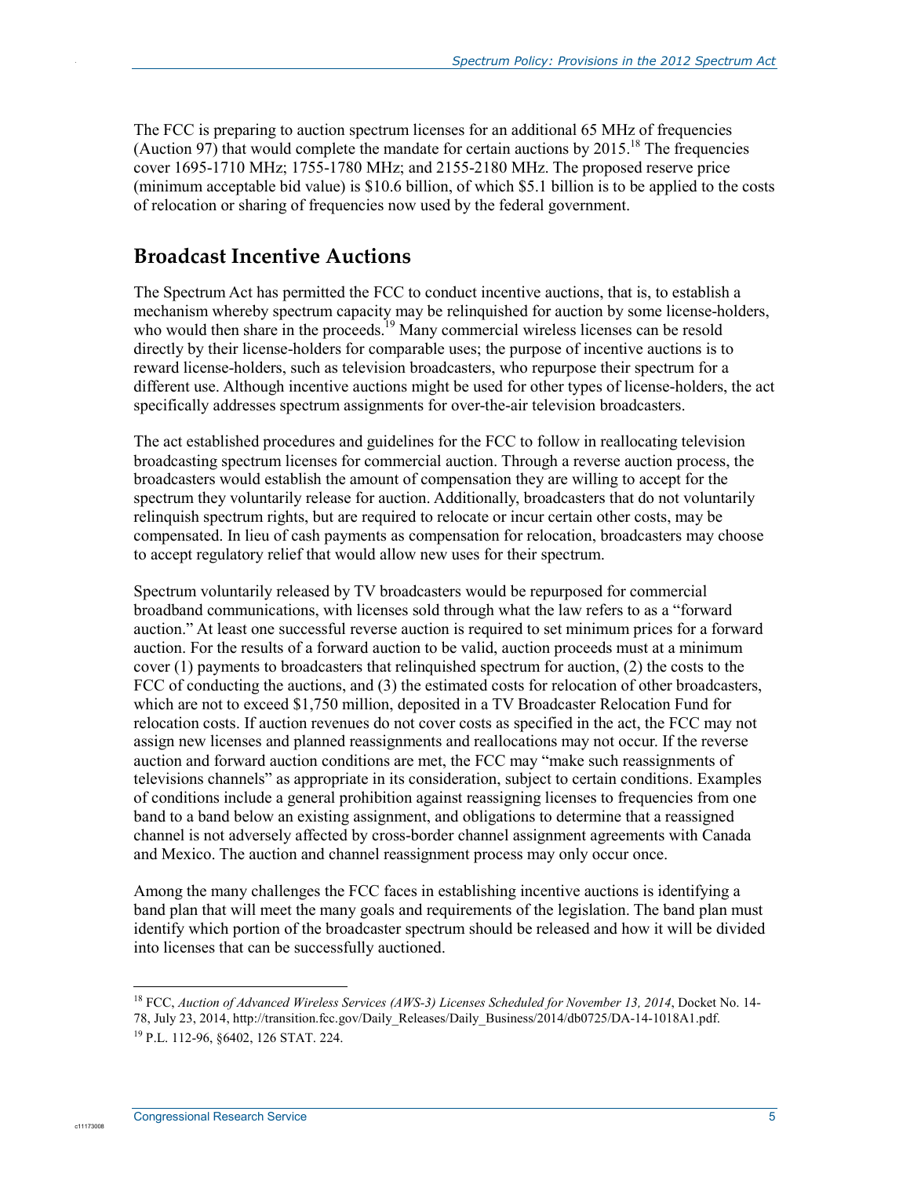The FCC is preparing to auction spectrum licenses for an additional 65 MHz of frequencies (Auction 97) that would complete the mandate for certain auctions by 2015.[18] The frequencies cover 1695-1710 MHz; 1755-1780 MHz; and 2155-2180 MHz. The proposed reserve price (minimum acceptable bid value) is $10.6 billion, of which $5.1 billion is to be applied to the costs of relocation or sharing of frequencies now used by the federal government.

## Broadcast Incentive Auctions

The Spectrum Act has permitted the FCC to conduct incentive auctions, that is, to establish a mechanism whereby spectrum capacity may be relinquished for auction by some license-holders, who would then share in the proceeds.[19] Many commercial wireless licenses can be resold directly by their license-holders for comparable uses; the purpose of incentive auctions is to reward license-holders, such as television broadcasters, who repurpose their spectrum for a different use. Although incentive auctions might be used for other types of license-holders, the act specifically addresses spectrum assignments for over-the-air television broadcasters.

The act established procedures and guidelines for the FCC to follow in reallocating television broadcasting spectrum licenses for commercial auction. Through a reverse auction process, the broadcasters would establish the amount of compensation they are willing to accept for the spectrum they voluntarily release for auction. Additionally, broadcasters that do not voluntarily relinquish spectrum rights, but are required to relocate or incur certain other costs, may be compensated. In lieu of cash payments as compensation for relocation, broadcasters may choose to accept regulatory relief that would allow new uses for their spectrum.

Spectrum voluntarily released by TV broadcasters would be repurposed for commercial broadband communications, with licenses sold through what the law refers to as a "forward auction." At least one successful reverse auction is required to set minimum prices for a forward auction. For the results of a forward auction to be valid, auction proceeds must at a minimum cover (1) payments to broadcasters that relinquished spectrum for auction, (2) the costs to the FCC of conducting the auctions, and (3) the estimated costs for relocation of other broadcasters, which are not to exceed $1,750 million, deposited in a TV Broadcaster Relocation Fund for relocation costs. If auction revenues do not cover costs as specified in the act, the FCC may not assign new licenses and planned reassignments and reallocations may not occur. If the reverse auction and forward auction conditions are met, the FCC may "make such reassignments of televisions channels" as appropriate in its consideration, subject to certain conditions. Examples of conditions include a general prohibition against reassigning licenses to frequencies from one band to a band below an existing assignment, and obligations to determine that a reassigned channel is not adversely affected by cross-border channel assignment agreements with Canada and Mexico. The auction and channel reassignment process may only occur once.

Among the many challenges the FCC faces in establishing incentive auctions is identifying a band plan that will meet the many goals and requirements of the legislation. The band plan must identify which portion of the broadcaster spectrum should be released and how it will be divided into licenses that can be successfully auctioned.

---

[18] FCC, *Auction of Advanced Wireless Services (AWS-3) Licenses Scheduled for November 13, 2014*, Docket No. 14-78, July 23, 2014, http://transition.fcc.gov/Daily_Releases/Daily_Business/2014/db0725/DA-14-1018A1.pdf.

[19] P.L. 112-96, §6402, 126 STAT. 224.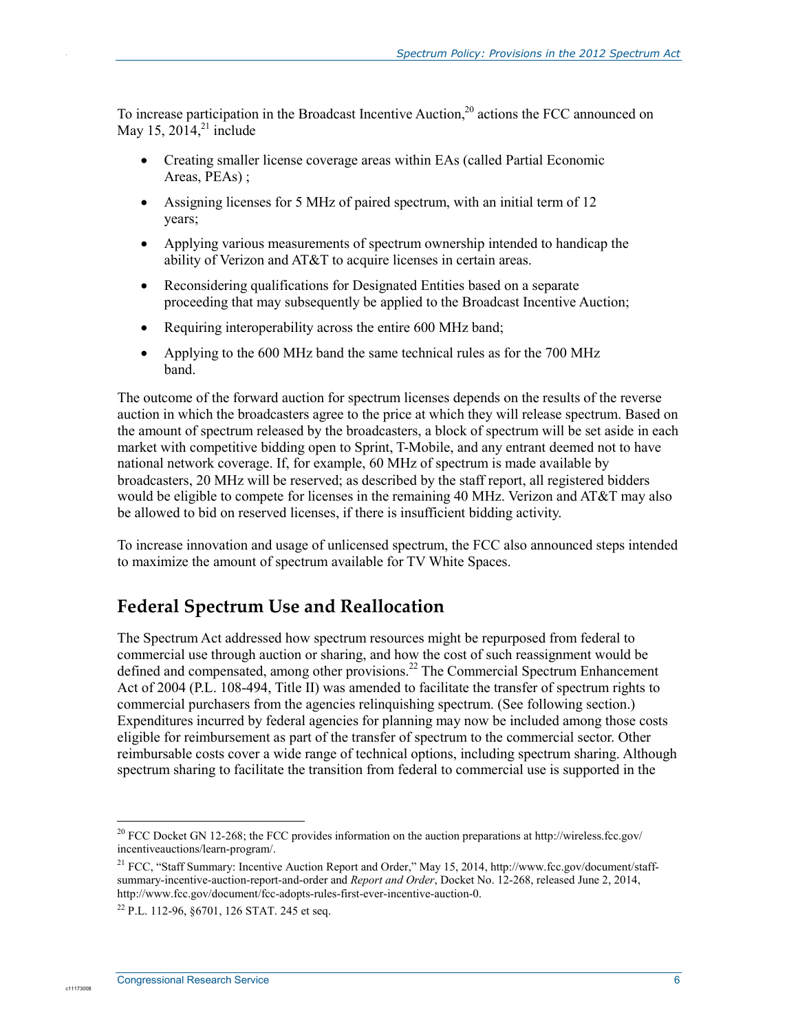To increase participation in the Broadcast Incentive Auction,[20] actions the FCC announced on May 15, 2014,[21] include

- Creating smaller license coverage areas within EAs (called Partial Economic Areas, PEAs) ;
- Assigning licenses for 5 MHz of paired spectrum, with an initial term of 12 years;
- Applying various measurements of spectrum ownership intended to handicap the ability of Verizon and AT&T to acquire licenses in certain areas.
- Reconsidering qualifications for Designated Entities based on a separate proceeding that may subsequently be applied to the Broadcast Incentive Auction;
- Requiring interoperability across the entire 600 MHz band;
- Applying to the 600 MHz band the same technical rules as for the 700 MHz band.

The outcome of the forward auction for spectrum licenses depends on the results of the reverse auction in which the broadcasters agree to the price at which they will release spectrum. Based on the amount of spectrum released by the broadcasters, a block of spectrum will be set aside in each market with competitive bidding open to Sprint, T-Mobile, and any entrant deemed not to have national network coverage. If, for example, 60 MHz of spectrum is made available by broadcasters, 20 MHz will be reserved; as described by the staff report, all registered bidders would be eligible to compete for licenses in the remaining 40 MHz. Verizon and AT&T may also be allowed to bid on reserved licenses, if there is insufficient bidding activity.

To increase innovation and usage of unlicensed spectrum, the FCC also announced steps intended to maximize the amount of spectrum available for TV White Spaces.

## Federal Spectrum Use and Reallocation

The Spectrum Act addressed how spectrum resources might be repurposed from federal to commercial use through auction or sharing, and how the cost of such reassignment would be defined and compensated, among other provisions.[22] The Commercial Spectrum Enhancement Act of 2004 (P.L. 108-494, Title II) was amended to facilitate the transfer of spectrum rights to commercial purchasers from the agencies relinquishing spectrum. (See following section.) Expenditures incurred by federal agencies for planning may now be included among those costs eligible for reimbursement as part of the transfer of spectrum to the commercial sector. Other reimbursable costs cover a wide range of technical options, including spectrum sharing. Although spectrum sharing to facilitate the transition from federal to commercial use is supported in the

---

[20] FCC Docket GN 12-268; the FCC provides information on the auction preparations at http://wireless.fcc.gov/incentiveauctions/learn-program/.

[21] FCC, "Staff Summary: Incentive Auction Report and Order," May 15, 2014, http://www.fcc.gov/document/staff-summary-incentive-auction-report-and-order and *Report and Order*, Docket No. 12-268, released June 2, 2014, http://www.fcc.gov/document/fcc-adopts-rules-first-ever-incentive-auction-0.

[22] P.L. 112-96, §6701, 126 STAT. 245 et seq.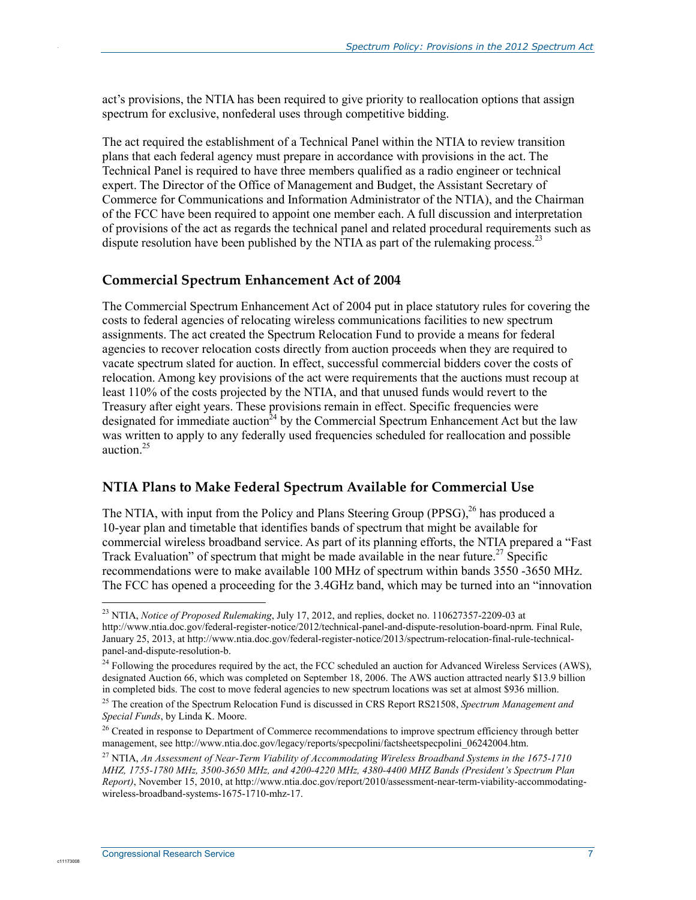act's provisions, the NTIA has been required to give priority to reallocation options that assign spectrum for exclusive, nonfederal uses through competitive bidding.

The act required the establishment of a Technical Panel within the NTIA to review transition plans that each federal agency must prepare in accordance with provisions in the act. The Technical Panel is required to have three members qualified as a radio engineer or technical expert. The Director of the Office of Management and Budget, the Assistant Secretary of Commerce for Communications and Information Administrator of the NTIA), and the Chairman of the FCC have been required to appoint one member each. A full discussion and interpretation of provisions of the act as regards the technical panel and related procedural requirements such as dispute resolution have been published by the NTIA as part of the rulemaking process.[23]

### Commercial Spectrum Enhancement Act of 2004

The Commercial Spectrum Enhancement Act of 2004 put in place statutory rules for covering the costs to federal agencies of relocating wireless communications facilities to new spectrum assignments. The act created the Spectrum Relocation Fund to provide a means for federal agencies to recover relocation costs directly from auction proceeds when they are required to vacate spectrum slated for auction. In effect, successful commercial bidders cover the costs of relocation. Among key provisions of the act were requirements that the auctions must recoup at least 110% of the costs projected by the NTIA, and that unused funds would revert to the Treasury after eight years. These provisions remain in effect. Specific frequencies were designated for immediate auction[24] by the Commercial Spectrum Enhancement Act but the law was written to apply to any federally used frequencies scheduled for reallocation and possible auction.[25]

### NTIA Plans to Make Federal Spectrum Available for Commercial Use

The NTIA, with input from the Policy and Plans Steering Group (PPSG),[26] has produced a 10-year plan and timetable that identifies bands of spectrum that might be available for commercial wireless broadband service. As part of its planning efforts, the NTIA prepared a "Fast Track Evaluation" of spectrum that might be made available in the near future.[27] Specific recommendations were to make available 100 MHz of spectrum within bands 3550 -3650 MHz. The FCC has opened a proceeding for the 3.4GHz band, which may be turned into an "innovation

---

[23] NTIA, *Notice of Proposed Rulemaking*, July 17, 2012, and replies, docket no. 110627357-2209-03 at http://www.ntia.doc.gov/federal-register-notice/2012/technical-panel-and-dispute-resolution-board-nprm. Final Rule, January 25, 2013, at http://www.ntia.doc.gov/federal-register-notice/2013/spectrum-relocation-final-rule-technical-panel-and-dispute-resolution-b.

[24] Following the procedures required by the act, the FCC scheduled an auction for Advanced Wireless Services (AWS), designated Auction 66, which was completed on September 18, 2006. The AWS auction attracted nearly $13.9 billion in completed bids. The cost to move federal agencies to new spectrum locations was set at almost $936 million.

[25] The creation of the Spectrum Relocation Fund is discussed in CRS Report RS21508, *Spectrum Management and Special Funds*, by Linda K. Moore.

[26] Created in response to Department of Commerce recommendations to improve spectrum efficiency through better management, see http://www.ntia.doc.gov/legacy/reports/specpolini/factsheetspecpolini_06242004.htm.

[27] NTIA, *An Assessment of Near-Term Viability of Accommodating Wireless Broadband Systems in the 1675-1710 MHZ, 1755-1780 MHz, 3500-3650 MHz, and 4200-4220 MHz, 4380-4400 MHZ Bands (President's Spectrum Plan Report)*, November 15, 2010, at http://www.ntia.doc.gov/report/2010/assessment-near-term-viability-accommodating-wireless-broadband-systems-1675-1710-mhz-17.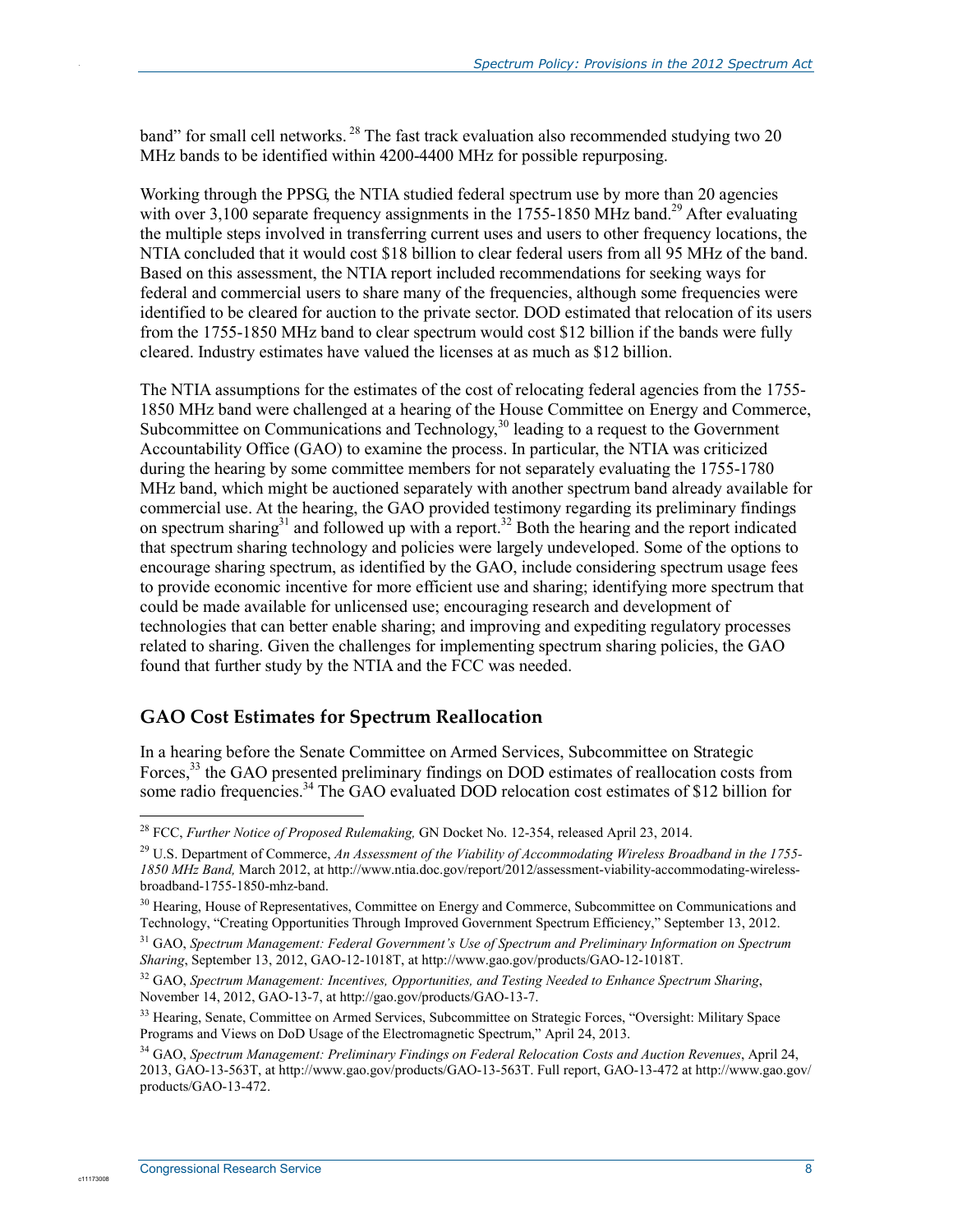band" for small cell networks.[28] The fast track evaluation also recommended studying two 20 MHz bands to be identified within 4200-4400 MHz for possible repurposing.

Working through the PPSG, the NTIA studied federal spectrum use by more than 20 agencies with over 3,100 separate frequency assignments in the 1755-1850 MHz band.[29] After evaluating the multiple steps involved in transferring current uses and users to other frequency locations, the NTIA concluded that it would cost $18 billion to clear federal users from all 95 MHz of the band. Based on this assessment, the NTIA report included recommendations for seeking ways for federal and commercial users to share many of the frequencies, although some frequencies were identified to be cleared for auction to the private sector. DOD estimated that relocation of its users from the 1755-1850 MHz band to clear spectrum would cost $12 billion if the bands were fully cleared. Industry estimates have valued the licenses at as much as $12 billion.

The NTIA assumptions for the estimates of the cost of relocating federal agencies from the 1755-1850 MHz band were challenged at a hearing of the House Committee on Energy and Commerce, Subcommittee on Communications and Technology,[30] leading to a request to the Government Accountability Office (GAO) to examine the process. In particular, the NTIA was criticized during the hearing by some committee members for not separately evaluating the 1755-1780 MHz band, which might be auctioned separately with another spectrum band already available for commercial use. At the hearing, the GAO provided testimony regarding its preliminary findings on spectrum sharing[31] and followed up with a report.[32] Both the hearing and the report indicated that spectrum sharing technology and policies were largely undeveloped. Some of the options to encourage sharing spectrum, as identified by the GAO, include considering spectrum usage fees to provide economic incentive for more efficient use and sharing; identifying more spectrum that could be made available for unlicensed use; encouraging research and development of technologies that can better enable sharing; and improving and expediting regulatory processes related to sharing. Given the challenges for implementing spectrum sharing policies, the GAO found that further study by the NTIA and the FCC was needed.

## GAO Cost Estimates for Spectrum Reallocation

In a hearing before the Senate Committee on Armed Services, Subcommittee on Strategic Forces,[33] the GAO presented preliminary findings on DOD estimates of reallocation costs from some radio frequencies.[34] The GAO evaluated DOD relocation cost estimates of $12 billion for

---

[28] FCC, *Further Notice of Proposed Rulemaking,* GN Docket No. 12-354, released April 23, 2014.

[29] U.S. Department of Commerce, *An Assessment of the Viability of Accommodating Wireless Broadband in the 1755-1850 MHz Band,* March 2012, at http://www.ntia.doc.gov/report/2012/assessment-viability-accommodating-wireless-broadband-1755-1850-mhz-band.

[30] Hearing, House of Representatives, Committee on Energy and Commerce, Subcommittee on Communications and Technology, "Creating Opportunities Through Improved Government Spectrum Efficiency," September 13, 2012.

[31] GAO, *Spectrum Management: Federal Government's Use of Spectrum and Preliminary Information on Spectrum Sharing*, September 13, 2012, GAO-12-1018T, at http://www.gao.gov/products/GAO-12-1018T.

[32] GAO, *Spectrum Management: Incentives, Opportunities, and Testing Needed to Enhance Spectrum Sharing*, November 14, 2012, GAO-13-7, at http://gao.gov/products/GAO-13-7.

[33] Hearing, Senate, Committee on Armed Services, Subcommittee on Strategic Forces, "Oversight: Military Space Programs and Views on DoD Usage of the Electromagnetic Spectrum," April 24, 2013.

[34] GAO, *Spectrum Management: Preliminary Findings on Federal Relocation Costs and Auction Revenues*, April 24, 2013, GAO-13-563T, at http://www.gao.gov/products/GAO-13-563T. Full report, GAO-13-472 at http://www.gao.gov/products/GAO-13-472.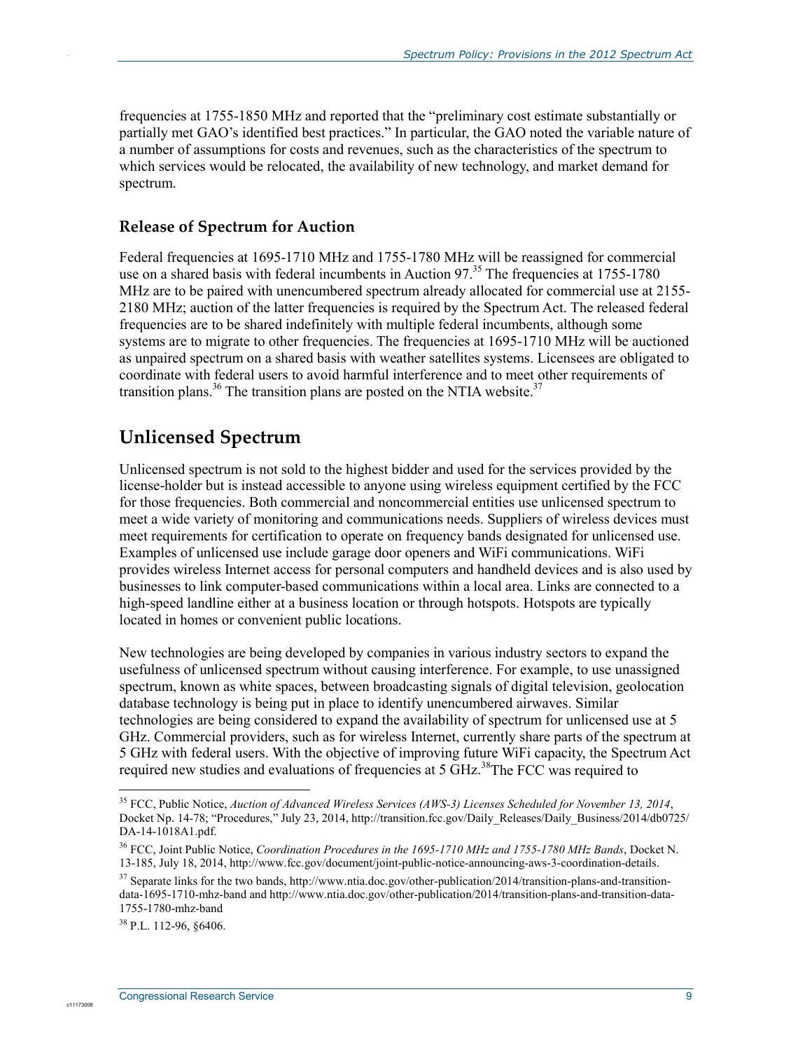frequencies at 1755-1850 MHz and reported that the "preliminary cost estimate substantially or partially met GAO's identified best practices." In particular, the GAO noted the variable nature of a number of assumptions for costs and revenues, such as the characteristics of the spectrum to which services would be relocated, the availability of new technology, and market demand for spectrum.

### Release of Spectrum for Auction

Federal frequencies at 1695-1710 MHz and 1755-1780 MHz will be reassigned for commercial use on a shared basis with federal incumbents in Auction 97.[35] The frequencies at 1755-1780 MHz are to be paired with unencumbered spectrum already allocated for commercial use at 2155-2180 MHz; auction of the latter frequencies is required by the Spectrum Act. The released federal frequencies are to be shared indefinitely with multiple federal incumbents, although some systems are to migrate to other frequencies. The frequencies at 1695-1710 MHz will be auctioned as unpaired spectrum on a shared basis with weather satellites systems. Licensees are obligated to coordinate with federal users to avoid harmful interference and to meet other requirements of transition plans.[36] The transition plans are posted on the NTIA website.[37]

## Unlicensed Spectrum

Unlicensed spectrum is not sold to the highest bidder and used for the services provided by the license-holder but is instead accessible to anyone using wireless equipment certified by the FCC for those frequencies. Both commercial and noncommercial entities use unlicensed spectrum to meet a wide variety of monitoring and communications needs. Suppliers of wireless devices must meet requirements for certification to operate on frequency bands designated for unlicensed use. Examples of unlicensed use include garage door openers and WiFi communications. WiFi provides wireless Internet access for personal computers and handheld devices and is also used by businesses to link computer-based communications within a local area. Links are connected to a high-speed landline either at a business location or through hotspots. Hotspots are typically located in homes or convenient public locations.

New technologies are being developed by companies in various industry sectors to expand the usefulness of unlicensed spectrum without causing interference. For example, to use unassigned spectrum, known as white spaces, between broadcasting signals of digital television, geolocation database technology is being put in place to identify unencumbered airwaves. Similar technologies are being considered to expand the availability of spectrum for unlicensed use at 5 GHz. Commercial providers, such as for wireless Internet, currently share parts of the spectrum at 5 GHz with federal users. With the objective of improving future WiFi capacity, the Spectrum Act required new studies and evaluations of frequencies at 5 GHz.[38]The FCC was required to

---

[35] FCC, Public Notice, *Auction of Advanced Wireless Services (AWS-3) Licenses Scheduled for November 13, 2014*, Docket Np. 14-78; "Procedures," July 23, 2014, http://transition.fcc.gov/Daily_Releases/Daily_Business/2014/db0725/DA-14-1018A1.pdf.

[36] FCC, Joint Public Notice, *Coordination Procedures in the 1695-1710 MHz and 1755-1780 MHz Bands*, Docket N. 13-185, July 18, 2014, http://www.fcc.gov/document/joint-public-notice-announcing-aws-3-coordination-details.

[37] Separate links for the two bands, http://www.ntia.doc.gov/other-publication/2014/transition-plans-and-transition-data-1695-1710-mhz-band and http://www.ntia.doc.gov/other-publication/2014/transition-plans-and-transition-data-1755-1780-mhz-band

[38] P.L. 112-96, §6406.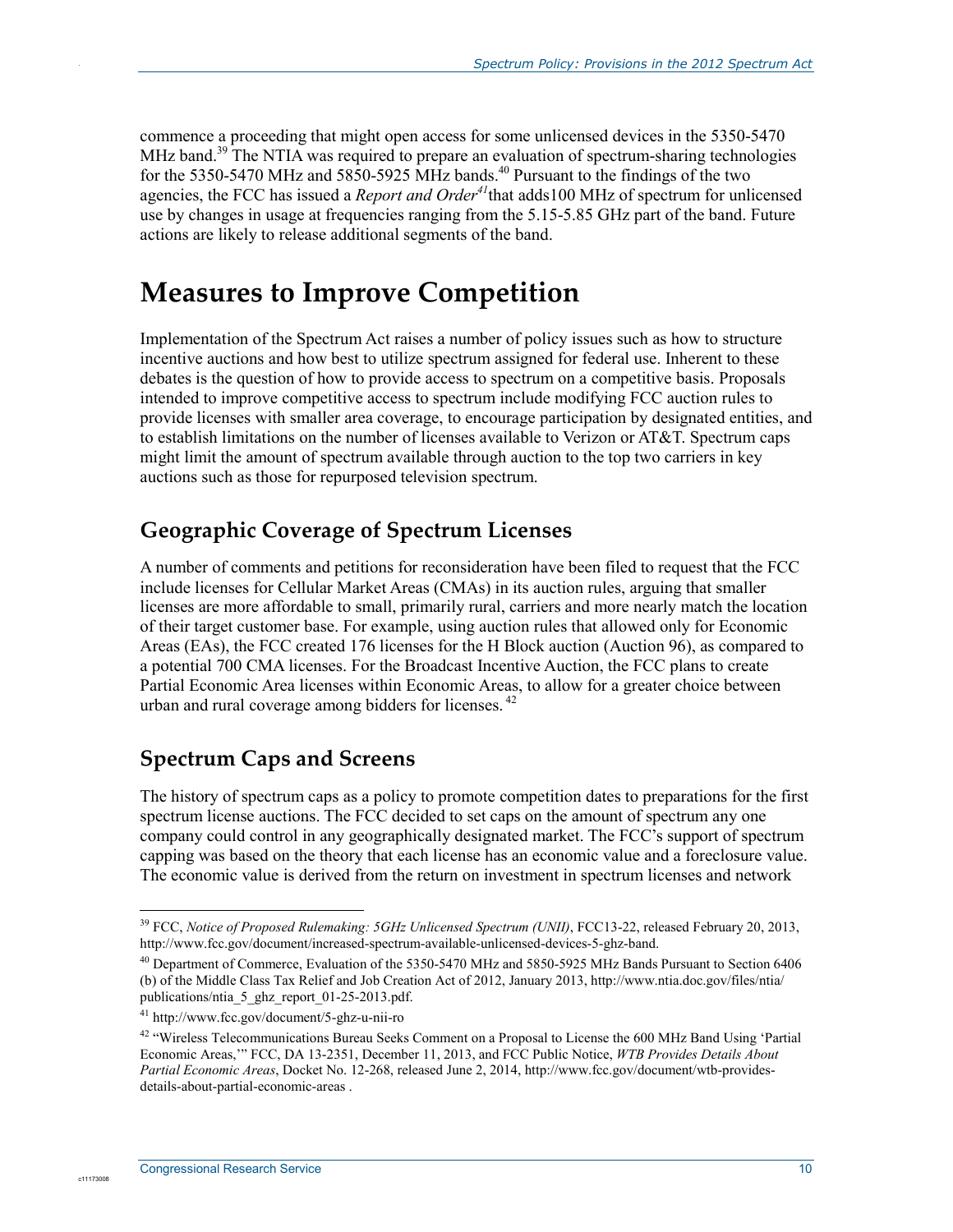commence a proceeding that might open access for some unlicensed devices in the 5350-5470 MHz band.[39] The NTIA was required to prepare an evaluation of spectrum-sharing technologies for the 5350-5470 MHz and 5850-5925 MHz bands.[40] Pursuant to the findings of the two agencies, the FCC has issued a *Report and Order*[41] that adds100 MHz of spectrum for unlicensed use by changes in usage at frequencies ranging from the 5.15-5.85 GHz part of the band. Future actions are likely to release additional segments of the band.

# Measures to Improve Competition

Implementation of the Spectrum Act raises a number of policy issues such as how to structure incentive auctions and how best to utilize spectrum assigned for federal use. Inherent to these debates is the question of how to provide access to spectrum on a competitive basis. Proposals intended to improve competitive access to spectrum include modifying FCC auction rules to provide licenses with smaller area coverage, to encourage participation by designated entities, and to establish limitations on the number of licenses available to Verizon or AT&T. Spectrum caps might limit the amount of spectrum available through auction to the top two carriers in key auctions such as those for repurposed television spectrum.

## Geographic Coverage of Spectrum Licenses

A number of comments and petitions for reconsideration have been filed to request that the FCC include licenses for Cellular Market Areas (CMAs) in its auction rules, arguing that smaller licenses are more affordable to small, primarily rural, carriers and more nearly match the location of their target customer base. For example, using auction rules that allowed only for Economic Areas (EAs), the FCC created 176 licenses for the H Block auction (Auction 96), as compared to a potential 700 CMA licenses. For the Broadcast Incentive Auction, the FCC plans to create Partial Economic Area licenses within Economic Areas, to allow for a greater choice between urban and rural coverage among bidders for licenses. [42]

## Spectrum Caps and Screens

The history of spectrum caps as a policy to promote competition dates to preparations for the first spectrum license auctions. The FCC decided to set caps on the amount of spectrum any one company could control in any geographically designated market. The FCC's support of spectrum capping was based on the theory that each license has an economic value and a foreclosure value. The economic value is derived from the return on investment in spectrum licenses and network

---

[39] FCC, *Notice of Proposed Rulemaking: 5GHz Unlicensed Spectrum (UNII)*, FCC13-22, released February 20, 2013, http://www.fcc.gov/document/increased-spectrum-available-unlicensed-devices-5-ghz-band.

[40] Department of Commerce, Evaluation of the 5350-5470 MHz and 5850-5925 MHz Bands Pursuant to Section 6406 (b) of the Middle Class Tax Relief and Job Creation Act of 2012, January 2013, http://www.ntia.doc.gov/files/ntia/publications/ntia_5_ghz_report_01-25-2013.pdf.

[41] http://www.fcc.gov/document/5-ghz-u-nii-ro

[42] "Wireless Telecommunications Bureau Seeks Comment on a Proposal to License the 600 MHz Band Using 'Partial Economic Areas,'" FCC, DA 13-2351, December 11, 2013, and FCC Public Notice, *WTB Provides Details About Partial Economic Areas*, Docket No. 12-268, released June 2, 2014, http://www.fcc.gov/document/wtb-provides-details-about-partial-economic-areas .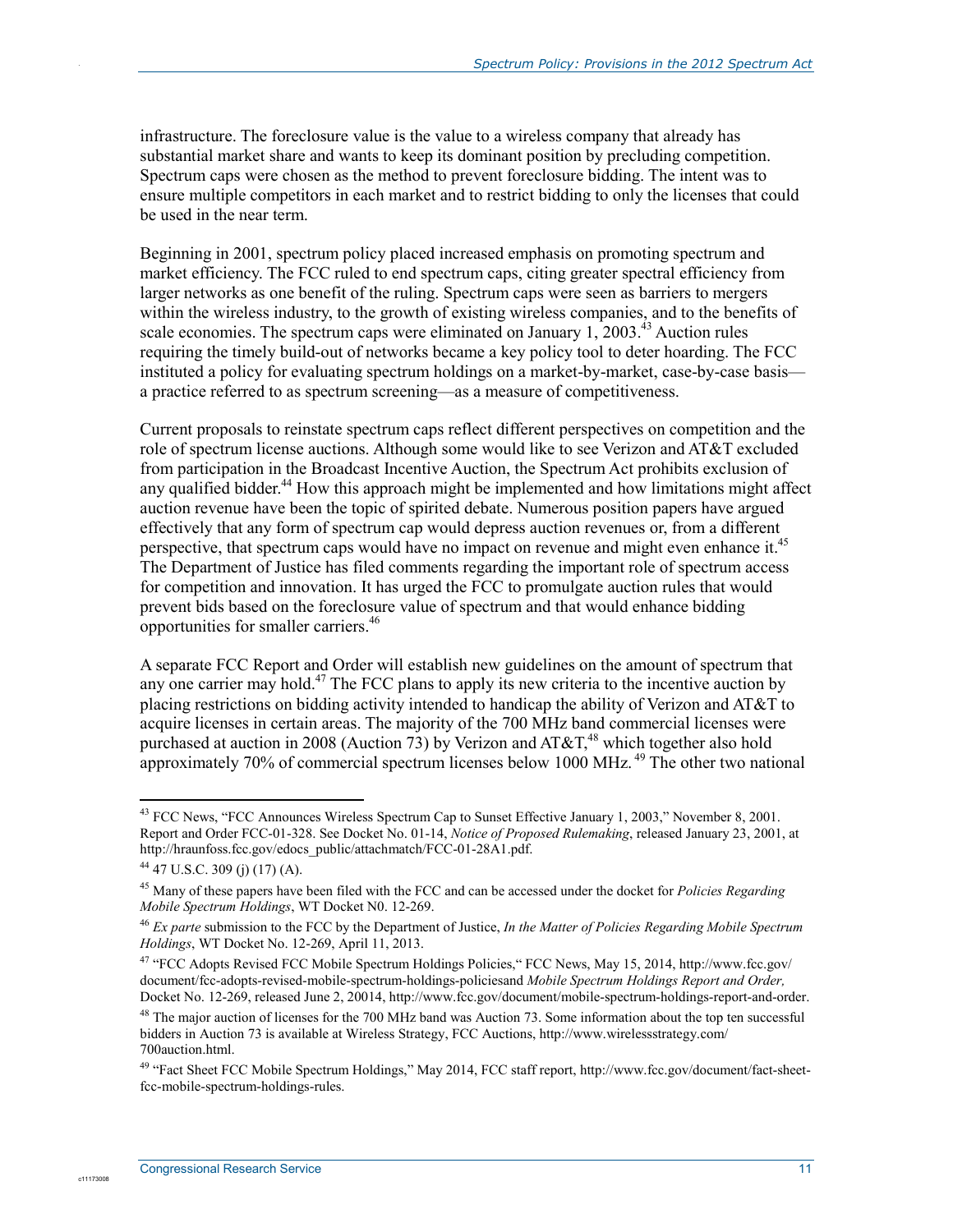infrastructure. The foreclosure value is the value to a wireless company that already has substantial market share and wants to keep its dominant position by precluding competition. Spectrum caps were chosen as the method to prevent foreclosure bidding. The intent was to ensure multiple competitors in each market and to restrict bidding to only the licenses that could be used in the near term.

Beginning in 2001, spectrum policy placed increased emphasis on promoting spectrum and market efficiency. The FCC ruled to end spectrum caps, citing greater spectral efficiency from larger networks as one benefit of the ruling. Spectrum caps were seen as barriers to mergers within the wireless industry, to the growth of existing wireless companies, and to the benefits of scale economies. The spectrum caps were eliminated on January 1, 2003.[43] Auction rules requiring the timely build-out of networks became a key policy tool to deter hoarding. The FCC instituted a policy for evaluating spectrum holdings on a market-by-market, case-by-case basis—a practice referred to as spectrum screening—as a measure of competitiveness.

Current proposals to reinstate spectrum caps reflect different perspectives on competition and the role of spectrum license auctions. Although some would like to see Verizon and AT&T excluded from participation in the Broadcast Incentive Auction, the Spectrum Act prohibits exclusion of any qualified bidder.[44] How this approach might be implemented and how limitations might affect auction revenue have been the topic of spirited debate. Numerous position papers have argued effectively that any form of spectrum cap would depress auction revenues or, from a different perspective, that spectrum caps would have no impact on revenue and might even enhance it.[45] The Department of Justice has filed comments regarding the important role of spectrum access for competition and innovation. It has urged the FCC to promulgate auction rules that would prevent bids based on the foreclosure value of spectrum and that would enhance bidding opportunities for smaller carriers.[46]

A separate FCC Report and Order will establish new guidelines on the amount of spectrum that any one carrier may hold.[47] The FCC plans to apply its new criteria to the incentive auction by placing restrictions on bidding activity intended to handicap the ability of Verizon and AT&T to acquire licenses in certain areas. The majority of the 700 MHz band commercial licenses were purchased at auction in 2008 (Auction 73) by Verizon and AT&T,[48] which together also hold approximately 70% of commercial spectrum licenses below 1000 MHz.[49] The other two national

---

[43] FCC News, "FCC Announces Wireless Spectrum Cap to Sunset Effective January 1, 2003," November 8, 2001. Report and Order FCC-01-328. See Docket No. 01-14, *Notice of Proposed Rulemaking*, released January 23, 2001, at http://hraunfoss.fcc.gov/edocs_public/attachmatch/FCC-01-28A1.pdf.

[44] 47 U.S.C. 309 (j) (17) (A).

[45] Many of these papers have been filed with the FCC and can be accessed under the docket for *Policies Regarding Mobile Spectrum Holdings*, WT Docket N0. 12-269.

[46] *Ex parte* submission to the FCC by the Department of Justice, *In the Matter of Policies Regarding Mobile Spectrum Holdings*, WT Docket No. 12-269, April 11, 2013.

[47] "FCC Adopts Revised FCC Mobile Spectrum Holdings Policies," FCC News, May 15, 2014, http://www.fcc.gov/document/fcc-adopts-revised-mobile-spectrum-holdings-policiesand *Mobile Spectrum Holdings Report and Order,* Docket No. 12-269, released June 2, 20014, http://www.fcc.gov/document/mobile-spectrum-holdings-report-and-order.

[48] The major auction of licenses for the 700 MHz band was Auction 73. Some information about the top ten successful bidders in Auction 73 is available at Wireless Strategy, FCC Auctions, http://www.wirelessstrategy.com/700auction.html.

[49] "Fact Sheet FCC Mobile Spectrum Holdings," May 2014, FCC staff report, http://www.fcc.gov/document/fact-sheet-fcc-mobile-spectrum-holdings-rules.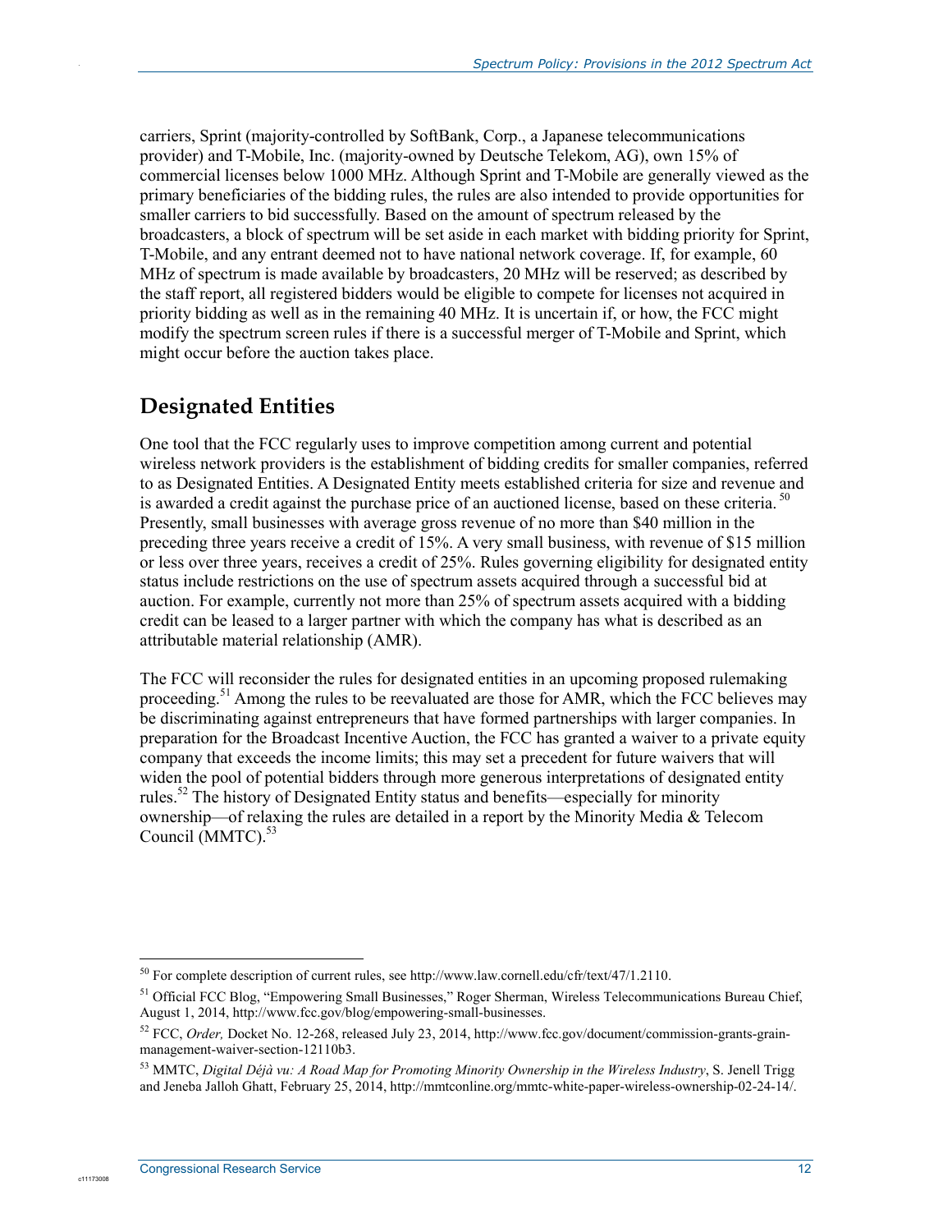carriers, Sprint (majority-controlled by SoftBank, Corp., a Japanese telecommunications provider) and T-Mobile, Inc. (majority-owned by Deutsche Telekom, AG), own 15% of commercial licenses below 1000 MHz. Although Sprint and T-Mobile are generally viewed as the primary beneficiaries of the bidding rules, the rules are also intended to provide opportunities for smaller carriers to bid successfully. Based on the amount of spectrum released by the broadcasters, a block of spectrum will be set aside in each market with bidding priority for Sprint, T-Mobile, and any entrant deemed not to have national network coverage. If, for example, 60 MHz of spectrum is made available by broadcasters, 20 MHz will be reserved; as described by the staff report, all registered bidders would be eligible to compete for licenses not acquired in priority bidding as well as in the remaining 40 MHz. It is uncertain if, or how, the FCC might modify the spectrum screen rules if there is a successful merger of T-Mobile and Sprint, which might occur before the auction takes place.

## Designated Entities

One tool that the FCC regularly uses to improve competition among current and potential wireless network providers is the establishment of bidding credits for smaller companies, referred to as Designated Entities. A Designated Entity meets established criteria for size and revenue and is awarded a credit against the purchase price of an auctioned license, based on these criteria.[50] Presently, small businesses with average gross revenue of no more than $40 million in the preceding three years receive a credit of 15%. A very small business, with revenue of $15 million or less over three years, receives a credit of 25%. Rules governing eligibility for designated entity status include restrictions on the use of spectrum assets acquired through a successful bid at auction. For example, currently not more than 25% of spectrum assets acquired with a bidding credit can be leased to a larger partner with which the company has what is described as an attributable material relationship (AMR).

The FCC will reconsider the rules for designated entities in an upcoming proposed rulemaking proceeding.[51] Among the rules to be reevaluated are those for AMR, which the FCC believes may be discriminating against entrepreneurs that have formed partnerships with larger companies. In preparation for the Broadcast Incentive Auction, the FCC has granted a waiver to a private equity company that exceeds the income limits; this may set a precedent for future waivers that will widen the pool of potential bidders through more generous interpretations of designated entity rules.[52] The history of Designated Entity status and benefits—especially for minority ownership—of relaxing the rules are detailed in a report by the Minority Media & Telecom Council (MMTC).[53]

---

[50] For complete description of current rules, see http://www.law.cornell.edu/cfr/text/47/1.2110.

[51] Official FCC Blog, "Empowering Small Businesses," Roger Sherman, Wireless Telecommunications Bureau Chief, August 1, 2014, http://www.fcc.gov/blog/empowering-small-businesses.

[52] FCC, *Order,* Docket No. 12-268, released July 23, 2014, http://www.fcc.gov/document/commission-grants-grain-management-waiver-section-12110b3.

[53] MMTC, *Digital Déjà vu: A Road Map for Promoting Minority Ownership in the Wireless Industry*, S. Jenell Trigg and Jeneba Jalloh Ghatt, February 25, 2014, http://mmtconline.org/mmtc-white-paper-wireless-ownership-02-24-14/.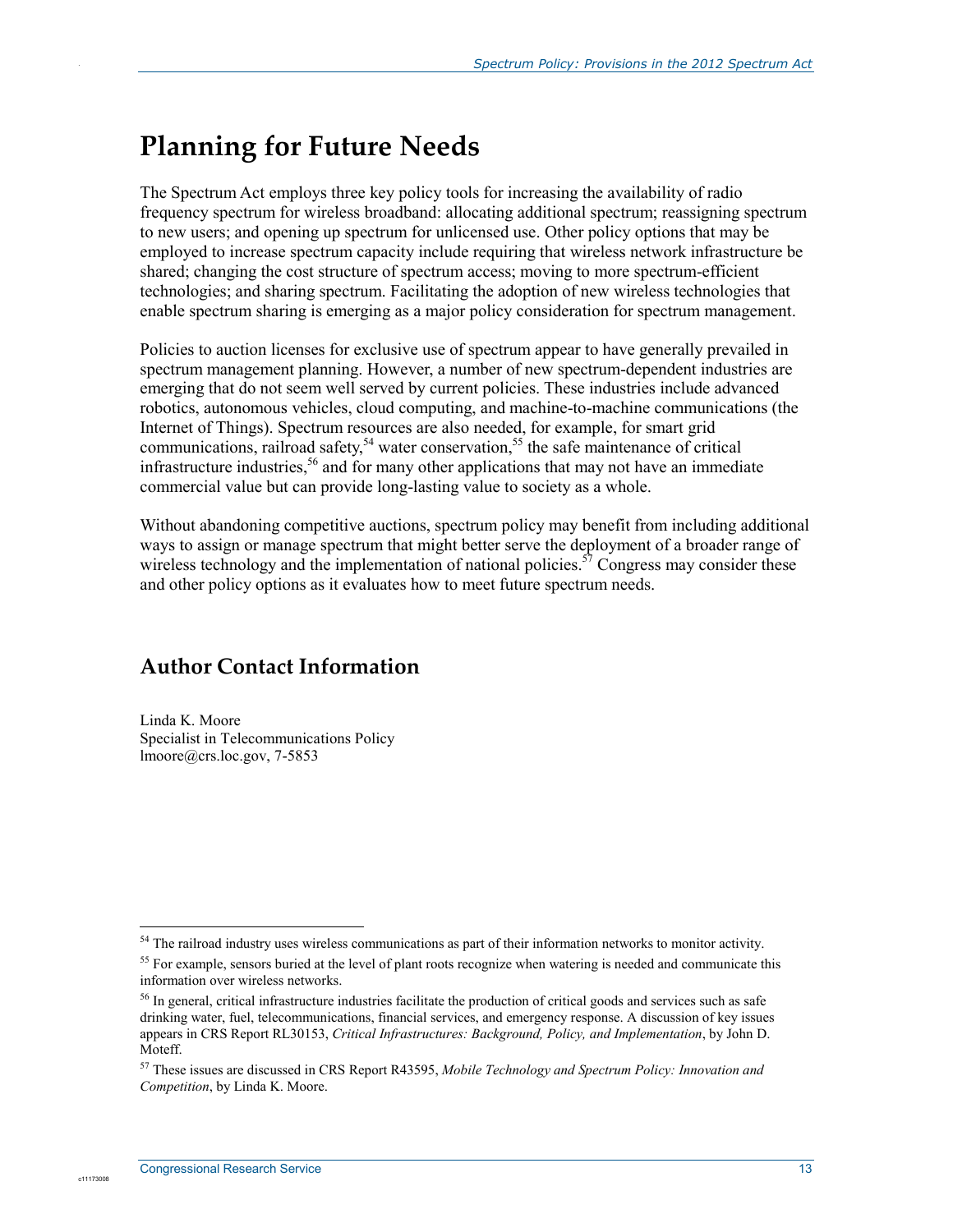# Planning for Future Needs

The Spectrum Act employs three key policy tools for increasing the availability of radio frequency spectrum for wireless broadband: allocating additional spectrum; reassigning spectrum to new users; and opening up spectrum for unlicensed use. Other policy options that may be employed to increase spectrum capacity include requiring that wireless network infrastructure be shared; changing the cost structure of spectrum access; moving to more spectrum-efficient technologies; and sharing spectrum. Facilitating the adoption of new wireless technologies that enable spectrum sharing is emerging as a major policy consideration for spectrum management.

Policies to auction licenses for exclusive use of spectrum appear to have generally prevailed in spectrum management planning. However, a number of new spectrum-dependent industries are emerging that do not seem well served by current policies. These industries include advanced robotics, autonomous vehicles, cloud computing, and machine-to-machine communications (the Internet of Things). Spectrum resources are also needed, for example, for smart grid communications, railroad safety,[54] water conservation,[55] the safe maintenance of critical infrastructure industries,[56] and for many other applications that may not have an immediate commercial value but can provide long-lasting value to society as a whole.

Without abandoning competitive auctions, spectrum policy may benefit from including additional ways to assign or manage spectrum that might better serve the deployment of a broader range of wireless technology and the implementation of national policies.[57] Congress may consider these and other policy options as it evaluates how to meet future spectrum needs.

## Author Contact Information

Linda K. Moore
Specialist in Telecommunications Policy
lmoore@crs.loc.gov, 7-5853

---

[54] The railroad industry uses wireless communications as part of their information networks to monitor activity.

[55] For example, sensors buried at the level of plant roots recognize when watering is needed and communicate this information over wireless networks.

[56] In general, critical infrastructure industries facilitate the production of critical goods and services such as safe drinking water, fuel, telecommunications, financial services, and emergency response. A discussion of key issues appears in CRS Report RL30153, *Critical Infrastructures: Background, Policy, and Implementation*, by John D. Moteff.

[57] These issues are discussed in CRS Report R43595, *Mobile Technology and Spectrum Policy: Innovation and Competition*, by Linda K. Moore.